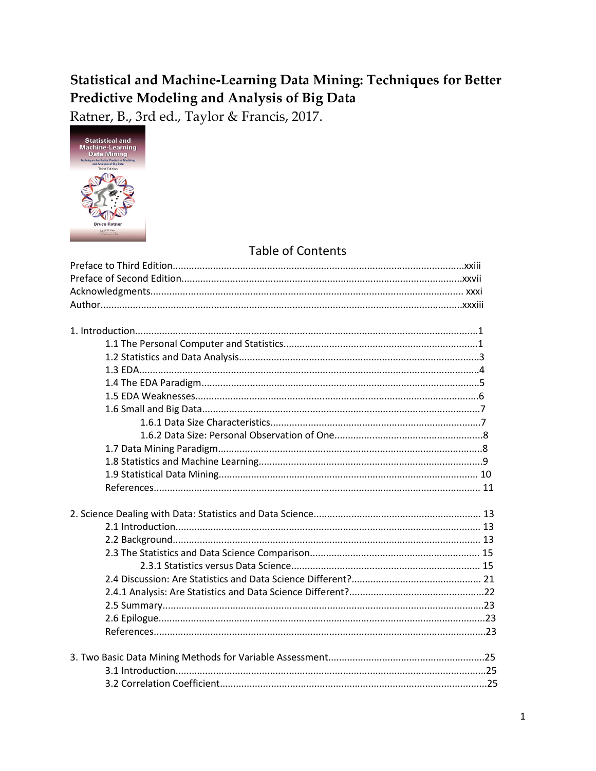# Statistical and Machine-Learning Data Mining: Techniques for Better Predictive Modeling and Analysis of Big Data

Ratner, B., 3rd ed., Taylor & Francis, 2017.

## Table of Contents

Preface to Third Edition....xxiii
Preface of Second Edition....xxvii
Acknowledgments.... xxxi
Author....xxxiii

1. Introduction....1
    - 1.1 The Personal Computer and Statistics....1
    - 1.2 Statistics and Data Analysis....3
    - 1.3 EDA....4
    - 1.4 The EDA Paradigm....5
    - 1.5 EDA Weaknesses....6
    - 1.6 Small and Big Data....7
        - 1.6.1 Data Size Characteristics....7
        - 1.6.2 Data Size: Personal Observation of One....8
    - 1.7 Data Mining Paradigm....8
    - 1.8 Statistics and Machine Learning....9
    - 1.9 Statistical Data Mining.... 10
    - References.... 11

2. Science Dealing with Data: Statistics and Data Science.... 13
    - 2.1 Introduction.... 13
    - 2.2 Background.... 13
    - 2.3 The Statistics and Data Science Comparison.... 15
        - 2.3.1 Statistics versus Data Science.... 15
    - 2.4 Discussion: Are Statistics and Data Science Different?.... 21
    - 2.4.1 Analysis: Are Statistics and Data Science Different?....22
    - 2.5 Summary....23
    - 2.6 Epilogue....23
    - References....23

3. Two Basic Data Mining Methods for Variable Assessment....25
    - 3.1 Introduction....25
    - 3.2 Correlation Coefficient....25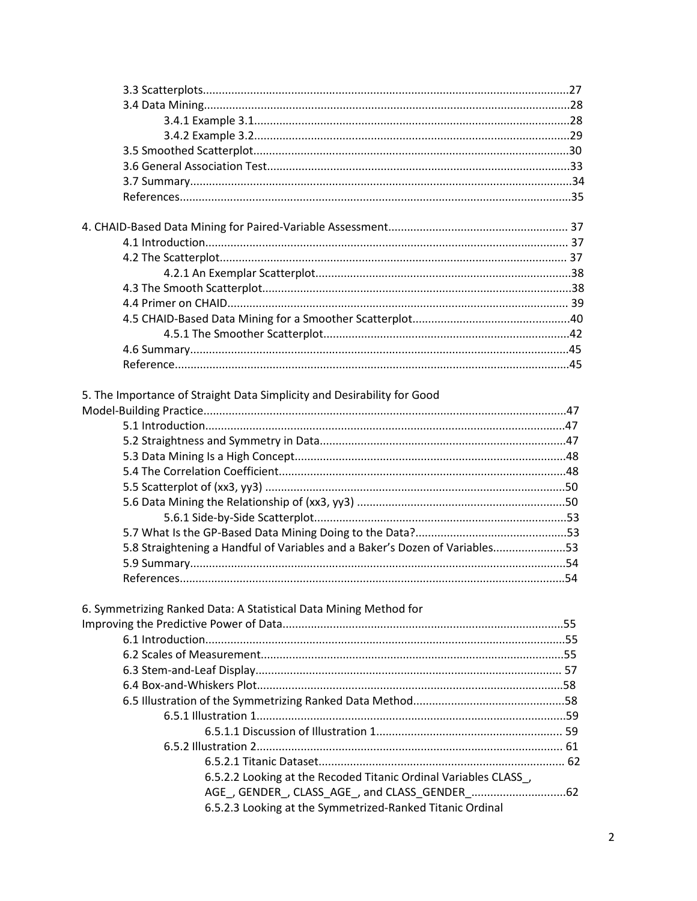3.3 Scatterplots....................................................................................................................27
3.4 Data Mining......................................................................................................................28
    3.4.1 Example 3.1.................................................................................................28
    3.4.2 Example 3.2.................................................................................................29
3.5 Smoothed Scatterplot.......................................................................................................30
3.6 General Association Test..................................................................................................33
3.7 Summary..........................................................................................................................34
References...........................................................................................................................35

4. CHAID-Based Data Mining for Paired-Variable Assessment.........................................................37
4.1 Introduction.....................................................................................................................37
4.2 The Scatterplot................................................................................................................37
    4.2.1 An Exemplar Scatterplot..............................................................................38
4.3 The Smooth Scatterplot...................................................................................................38
4.4 Primer on CHAID.............................................................................................................39
4.5 CHAID-Based Data Mining for a Smoother Scatterplot.....................................................40
    4.5.1 The Smoother Scatterplot............................................................................42
4.6 Summary.........................................................................................................................45
Reference............................................................................................................................45

5. The Importance of Straight Data Simplicity and Desirability for Good Model-Building Practice...................................................................................................................47
5.1 Introduction.....................................................................................................................47
5.2 Straightness and Symmetry in Data.................................................................................47
5.3 Data Mining Is a High Concept.........................................................................................48
5.4 The Correlation Coefficient...............................................................................................48
5.5 Scatterplot of (xx3, yy3)..................................................................................................50
5.6 Data Mining the Relationship of (xx3, yy3).......................................................................50
    5.6.1 Side-by-Side Scatterplot...............................................................................53
5.7 What Is the GP-Based Data Mining Doing to the Data?...................................................53
5.8 Straightening a Handful of Variables and a Baker's Dozen of Variables...........................53
5.9 Summary.........................................................................................................................54
References...........................................................................................................................54

6. Symmetrizing Ranked Data: A Statistical Data Mining Method for Improving the Predictive Power of Data.........................................................................................55
6.1 Introduction.....................................................................................................................55
6.2 Scales of Measurement....................................................................................................55
6.3 Stem-and-Leaf Display.....................................................................................................57
6.4 Box-and-Whiskers Plot.....................................................................................................58
6.5 Illustration of the Symmetrizing Ranked Data Method.....................................................58
    6.5.1 Illustration 1.................................................................................................59
        6.5.1.1 Discussion of Illustration 1.................................................................59
    6.5.2 Illustration 2.................................................................................................61
        6.5.2.1 Titanic Dataset...................................................................................62
        6.5.2.2 Looking at the Recoded Titanic Ordinal Variables CLASS_, AGE_, GENDER_, CLASS_AGE_, and CLASS_GENDER_..................................62
        6.5.2.3 Looking at the Symmetrized-Ranked Titanic Ordinal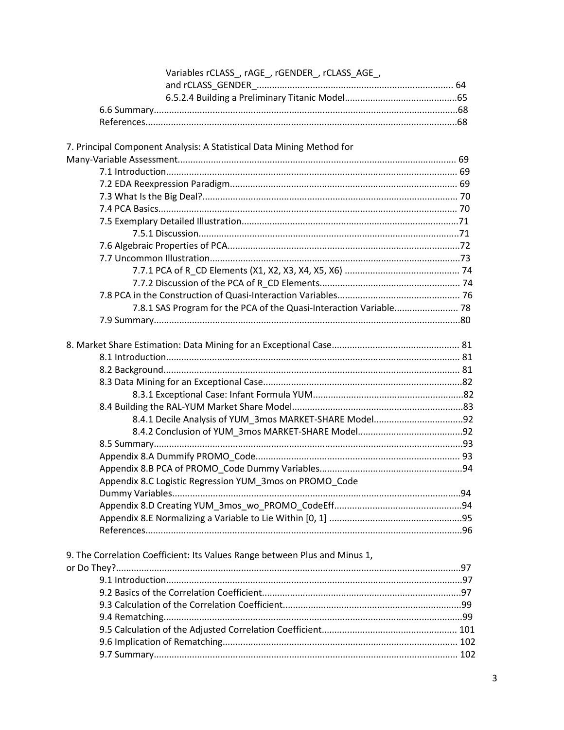Variables rCLASS_, rAGE_, rGENDER_, rCLASS_AGE_, and rCLASS_GENDER_ ..... 64

6.5.2.4 Building a Preliminary Titanic Model ..... 65

6.6 Summary ..... 68

References ..... 68

7. Principal Component Analysis: A Statistical Data Mining Method for Many-Variable Assessment ..... 69

7.1 Introduction ..... 69

7.2 EDA Reexpression Paradigm ..... 69

7.3 What Is the Big Deal? ..... 70

7.4 PCA Basics ..... 70

7.5 Exemplary Detailed Illustration ..... 71

7.5.1 Discussion ..... 71

7.6 Algebraic Properties of PCA ..... 72

7.7 Uncommon Illustration ..... 73

7.7.1 PCA of R_CD Elements (X1, X2, X3, X4, X5, X6) ..... 74

7.7.2 Discussion of the PCA of R_CD Elements ..... 74

7.8 PCA in the Construction of Quasi-Interaction Variables ..... 76

7.8.1 SAS Program for the PCA of the Quasi-Interaction Variable ..... 78

7.9 Summary ..... 80

8. Market Share Estimation: Data Mining for an Exceptional Case ..... 81

8.1 Introduction ..... 81

8.2 Background ..... 81

8.3 Data Mining for an Exceptional Case ..... 82

8.3.1 Exceptional Case: Infant Formula YUM ..... 82

8.4 Building the RAL-YUM Market Share Model ..... 83

8.4.1 Decile Analysis of YUM_3mos MARKET-SHARE Model ..... 92

8.4.2 Conclusion of YUM_3mos MARKET-SHARE Model ..... 92

8.5 Summary ..... 93

Appendix 8.A Dummify PROMO_Code ..... 93

Appendix 8.B PCA of PROMO_Code Dummy Variables ..... 94

Appendix 8.C Logistic Regression YUM_3mos on PROMO_Code Dummy Variables ..... 94

Appendix 8.D Creating YUM_3mos_wo_PROMO_CodeEff ..... 94

Appendix 8.E Normalizing a Variable to Lie Within [0, 1] ..... 95

References ..... 96

9. The Correlation Coefficient: Its Values Range between Plus and Minus 1, or Do They? ..... 97

9.1 Introduction ..... 97

9.2 Basics of the Correlation Coefficient ..... 97

9.3 Calculation of the Correlation Coefficient ..... 99

9.4 Rematching ..... 99

9.5 Calculation of the Adjusted Correlation Coefficient ..... 101

9.6 Implication of Rematching ..... 102

9.7 Summary ..... 102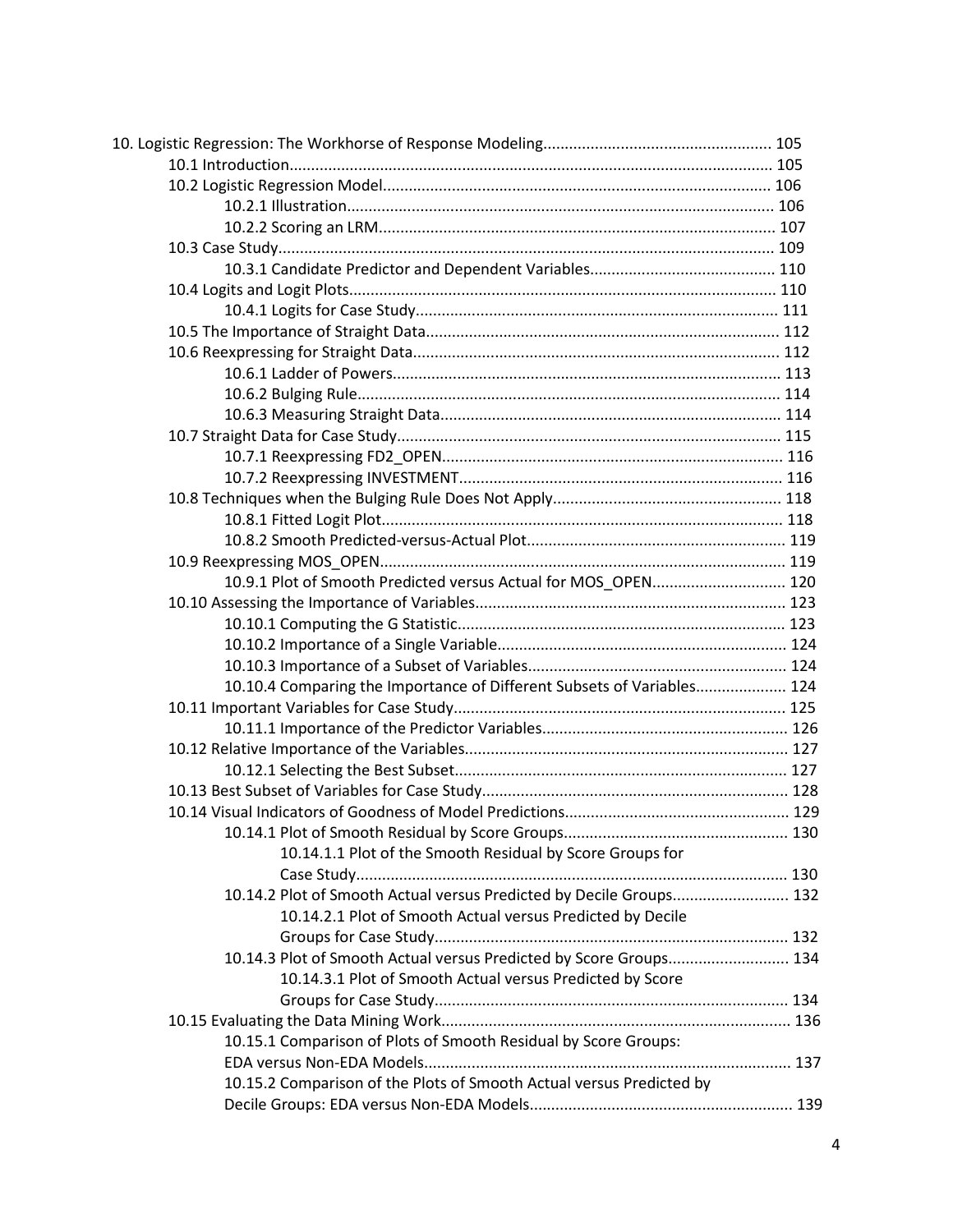10. Logistic Regression: The Workhorse of Response Modeling .................................................... 105
- 10.1 Introduction ............................................................................................................ 105
- 10.2 Logistic Regression Model ......................................................................................... 106
  - 10.2.1 Illustration .................................................................................................. 106
  - 10.2.2 Scoring an LRM ........................................................................................... 107
- 10.3 Case Study ................................................................................................................ 109
  - 10.3.1 Candidate Predictor and Dependent Variables .......................................... 110
- 10.4 Logits and Logit Plots ................................................................................................ 110
  - 10.4.1 Logits for Case Study .................................................................................. 111
- 10.5 The Importance of Straight Data ............................................................................... 112
- 10.6 Reexpressing for Straight Data .................................................................................. 112
  - 10.6.1 Ladder of Powers ........................................................................................ 113
  - 10.6.2 Bulging Rule ................................................................................................ 114
  - 10.6.3 Measuring Straight Data ............................................................................. 114
- 10.7 Straight Data for Case Study ..................................................................................... 115
  - 10.7.1 Reexpressing FD2_OPEN ............................................................................. 116
  - 10.7.2 Reexpressing INVESTMENT .......................................................................... 116
- 10.8 Techniques when the Bulging Rule Does Not Apply ................................................... 118
  - 10.8.1 Fitted Logit Plot ........................................................................................... 118
  - 10.8.2 Smooth Predicted-versus-Actual Plot .......................................................... 119
- 10.9 Reexpressing MOS_OPEN ........................................................................................... 119
  - 10.9.1 Plot of Smooth Predicted versus Actual for MOS_OPEN ............................... 120
- 10.10 Assessing the Importance of Variables ..................................................................... 123
  - 10.10.1 Computing the G Statistic .......................................................................... 123
  - 10.10.2 Importance of a Single Variable ................................................................. 124
  - 10.10.3 Importance of a Subset of Variables .......................................................... 124
  - 10.10.4 Comparing the Importance of Different Subsets of Variables ..................... 124
- 10.11 Important Variables for Case Study .......................................................................... 125
  - 10.11.1 Importance of the Predictor Variables ....................................................... 126
- 10.12 Relative Importance of the Variables ........................................................................ 127
  - 10.12.1 Selecting the Best Subset ........................................................................... 127
- 10.13 Best Subset of Variables for Case Study .................................................................... 128
- 10.14 Visual Indicators of Goodness of Model Predictions .................................................. 129
  - 10.14.1 Plot of Smooth Residual by Score Groups ................................................... 130
    - 10.14.1.1 Plot of the Smooth Residual by Score Groups for Case Study ................................................................................. 130
  - 10.14.2 Plot of Smooth Actual versus Predicted by Decile Groups .......................... 132
    - 10.14.2.1 Plot of Smooth Actual versus Predicted by Decile Groups for Case Study ................................................................ 132
  - 10.14.3 Plot of Smooth Actual versus Predicted by Score Groups ............................ 134
    - 10.14.3.1 Plot of Smooth Actual versus Predicted by Score Groups for Case Study ................................................................ 134
- 10.15 Evaluating the Data Mining Work .............................................................................. 136
  - 10.15.1 Comparison of Plots of Smooth Residual by Score Groups: EDA versus Non-EDA Models ................................................................................... 137
  - 10.15.2 Comparison of the Plots of Smooth Actual versus Predicted by Decile Groups: EDA versus Non-EDA Models ........................................................... 139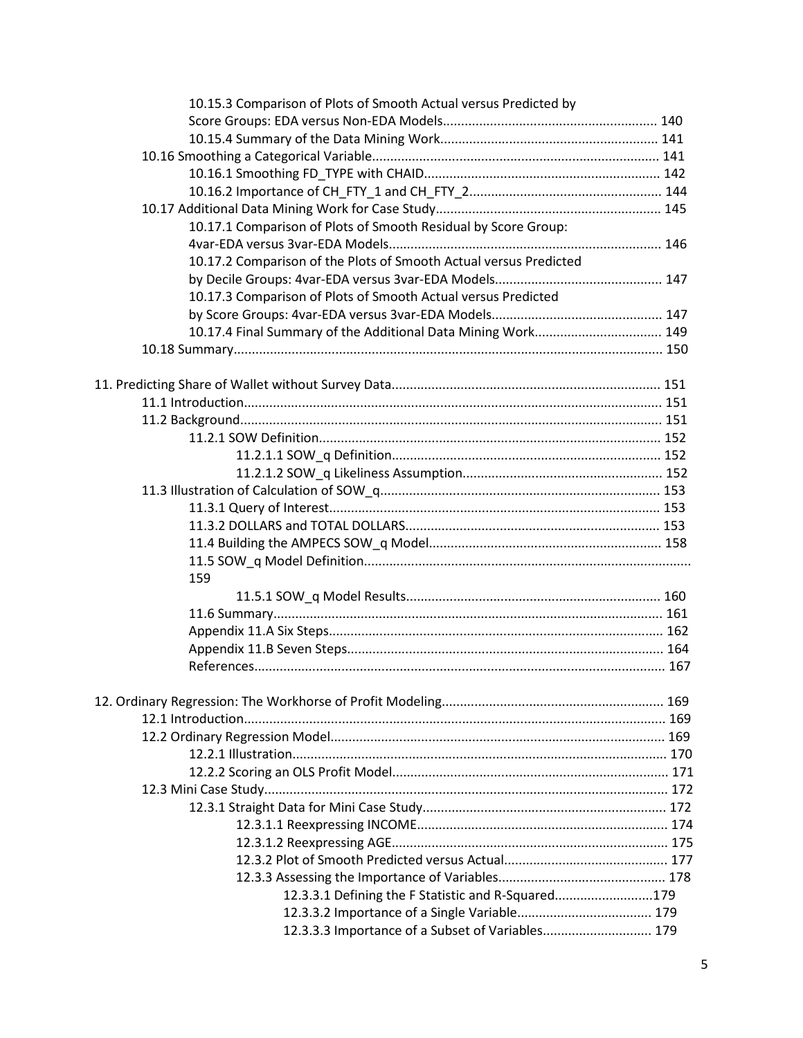10.15.3 Comparison of Plots of Smooth Actual versus Predicted by Score Groups: EDA versus Non-EDA Models........................................................ 140
10.15.4 Summary of the Data Mining Work........................................................ 141
10.16 Smoothing a Categorical Variable........................................................ 141
10.16.1 Smoothing FD_TYPE with CHAID........................................................ 142
10.16.2 Importance of CH_FTY_1 and CH_FTY_2........................................................ 144
10.17 Additional Data Mining Work for Case Study........................................................ 145
10.17.1 Comparison of Plots of Smooth Residual by Score Group: 4var-EDA versus 3var-EDA Models........................................................ 146
10.17.2 Comparison of the Plots of Smooth Actual versus Predicted by Decile Groups: 4var-EDA versus 3var-EDA Models........................................................ 147
10.17.3 Comparison of Plots of Smooth Actual versus Predicted by Score Groups: 4var-EDA versus 3var-EDA Models........................................................ 147
10.17.4 Final Summary of the Additional Data Mining Work........................................................ 149
10.18 Summary........................................................ 150

11. Predicting Share of Wallet without Survey Data........................................................ 151
11.1 Introduction........................................................ 151
11.2 Background........................................................ 151
11.2.1 SOW Definition........................................................ 152
11.2.1.1 SOW_q Definition........................................................ 152
11.2.1.2 SOW_q Likeliness Assumption........................................................ 152
11.3 Illustration of Calculation of SOW_q........................................................ 153
11.3.1 Query of Interest........................................................ 153
11.3.2 DOLLARS and TOTAL DOLLARS........................................................ 153
11.4 Building the AMPECS SOW_q Model........................................................ 158
11.5 SOW_q Model Definition........................................................ 159
11.5.1 SOW_q Model Results........................................................ 160
11.6 Summary........................................................ 161
Appendix 11.A Six Steps........................................................ 162
Appendix 11.B Seven Steps........................................................ 164
References........................................................ 167

12. Ordinary Regression: The Workhorse of Profit Modeling........................................................ 169
12.1 Introduction........................................................ 169
12.2 Ordinary Regression Model........................................................ 169
12.2.1 Illustration........................................................ 170
12.2.2 Scoring an OLS Profit Model........................................................ 171
12.3 Mini Case Study........................................................ 172
12.3.1 Straight Data for Mini Case Study........................................................ 172
12.3.1.1 Reexpressing INCOME........................................................ 174
12.3.1.2 Reexpressing AGE........................................................ 175
12.3.2 Plot of Smooth Predicted versus Actual........................................................ 177
12.3.3 Assessing the Importance of Variables........................................................ 178
12.3.3.1 Defining the F Statistic and R-Squared........................................................ 179
12.3.3.2 Importance of a Single Variable........................................................ 179
12.3.3.3 Importance of a Subset of Variables........................................................ 179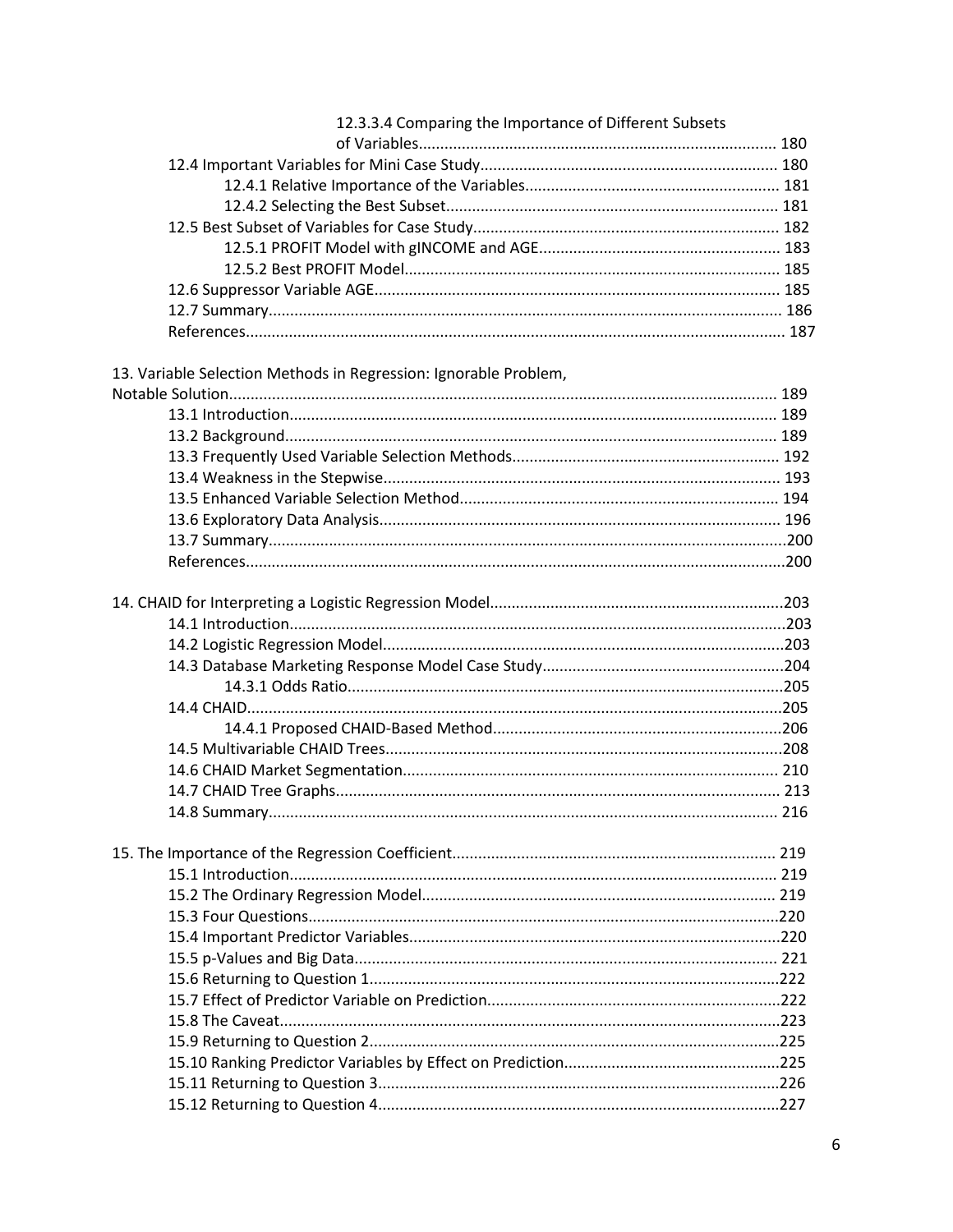12.3.3.4 Comparing the Importance of Different Subsets of Variables...................................................................................... 180
12.4 Important Variables for Mini Case Study.................................................................... 180
12.4.1 Relative Importance of the Variables.......................................................... 181
12.4.2 Selecting the Best Subset............................................................................ 181
12.5 Best Subset of Variables for Case Study...................................................................... 182
12.5.1 PROFIT Model with gINCOME and AGE........................................................ 183
12.5.2 Best PROFIT Model...................................................................................... 185
12.6 Suppressor Variable AGE............................................................................................. 185
12.7 Summary..................................................................................................................... 186
References........................................................................................................................... 187

13. Variable Selection Methods in Regression: Ignorable Problem, Notable Solution.............................................................................................................................. 189
13.1 Introduction................................................................................................................ 189
13.2 Background................................................................................................................. 189
13.3 Frequently Used Variable Selection Methods............................................................. 192
13.4 Weakness in the Stepwise........................................................................................... 193
13.5 Enhanced Variable Selection Method.......................................................................... 194
13.6 Exploratory Data Analysis............................................................................................ 196
13.7 Summary......................................................................................................................200
References...........................................................................................................................200

14. CHAID for Interpreting a Logistic Regression Model...................................................................203
14.1 Introduction.................................................................................................................203
14.2 Logistic Regression Model............................................................................................203
14.3 Database Marketing Response Model Case Study........................................................204
14.3.1 Odds Ratio....................................................................................................205
14.4 CHAID...........................................................................................................................205
14.4.1 Proposed CHAID-Based Method..................................................................206
14.5 Multivariable CHAID Trees...........................................................................................208
14.6 CHAID Market Segmentation...................................................................................... 210
14.7 CHAID Tree Graphs...................................................................................................... 213
14.8 Summary..................................................................................................................... 216

15. The Importance of the Regression Coefficient.......................................................................... 219
15.1 Introduction................................................................................................................ 219
15.2 The Ordinary Regression Model................................................................................. 219
15.3 Four Questions............................................................................................................220
15.4 Important Predictor Variables.....................................................................................220
15.5 p-Values and Big Data................................................................................................. 221
15.6 Returning to Question 1..............................................................................................222
15.7 Effect of Predictor Variable on Prediction...................................................................222
15.8 The Caveat...................................................................................................................223
15.9 Returning to Question 2..............................................................................................225
15.10 Ranking Predictor Variables by Effect on Prediction.................................................225
15.11 Returning to Question 3............................................................................................226
15.12 Returning to Question 4............................................................................................227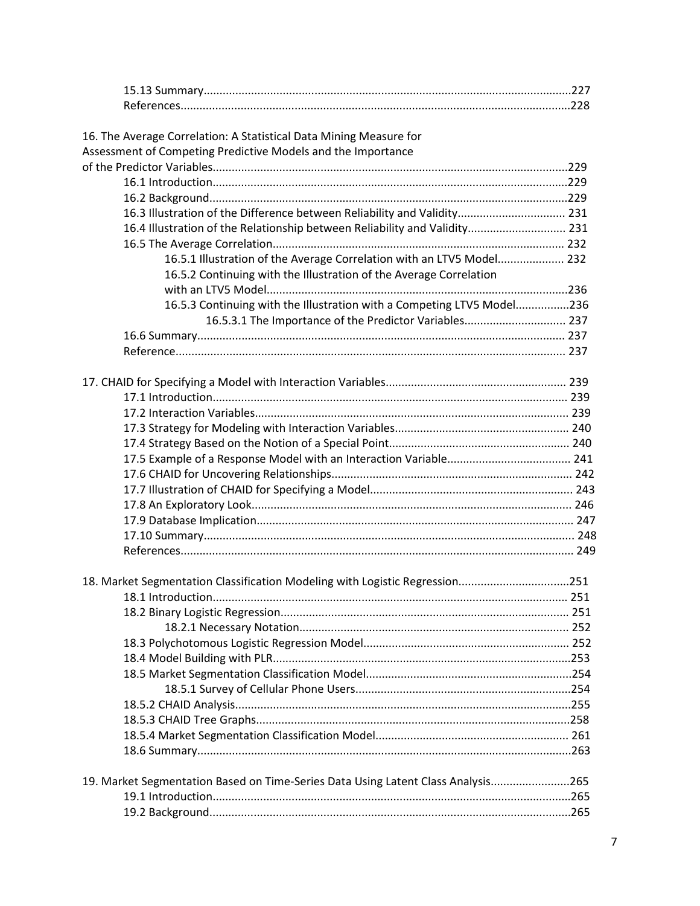15.13 Summary....................................................................................................................227
References..........................................................................................................................228

16. The Average Correlation: A Statistical Data Mining Measure for Assessment of Competing Predictive Models and the Importance of the Predictor Variables................................................................................................................229

16.1 Introduction................................................................................................................229
16.2 Background.................................................................................................................229
16.3 Illustration of the Difference between Reliability and Validity.................................. 231
16.4 Illustration of the Relationship between Reliability and Validity............................... 231
16.5 The Average Correlation........................................................................................... 232
16.5.1 Illustration of the Average Correlation with an LTV5 Model..................... 232
16.5.2 Continuing with the Illustration of the Average Correlation with an LTV5 Model..............................................................................................236
16.5.3 Continuing with the Illustration with a Competing LTV5 Model.................236
16.5.3.1 The Importance of the Predictor Variables................................ 237
16.6 Summary.................................................................................................................... 237
Reference........................................................................................................................... 237

17. CHAID for Specifying a Model with Interaction Variables......................................................... 239

17.1 Introduction................................................................................................................ 239
17.2 Interaction Variables................................................................................................... 239
17.3 Strategy for Modeling with Interaction Variables....................................................... 240
17.4 Strategy Based on the Notion of a Special Point......................................................... 240
17.5 Example of a Response Model with an Interaction Variable....................................... 241
17.6 CHAID for Uncovering Relationships............................................................................ 242
17.7 Illustration of CHAID for Specifying a Model................................................................ 243
17.8 An Exploratory Look..................................................................................................... 246
17.9 Database Implication.................................................................................................... 247
17.10 Summary..................................................................................................................... 248
References........................................................................................................................... 249

18. Market Segmentation Classification Modeling with Logistic Regression...................................251

18.1 Introduction................................................................................................................ 251
18.2 Binary Logistic Regression........................................................................................... 251
18.2.1 Necessary Notation.................................................................................... 252
18.3 Polychotomous Logistic Regression Model................................................................. 252
18.4 Model Building with PLR..............................................................................................253
18.5 Market Segmentation Classification Model.................................................................254
18.5.1 Survey of Cellular Phone Users....................................................................254
18.5.2 CHAID Analysis..........................................................................................................255
18.5.3 CHAID Tree Graphs...................................................................................................258
18.5.4 Market Segmentation Classification Model............................................................. 261
18.6 Summary.....................................................................................................................263

19. Market Segmentation Based on Time-Series Data Using Latent Class Analysis.........................265

19.1 Introduction.................................................................................................................265
19.2 Background..................................................................................................................265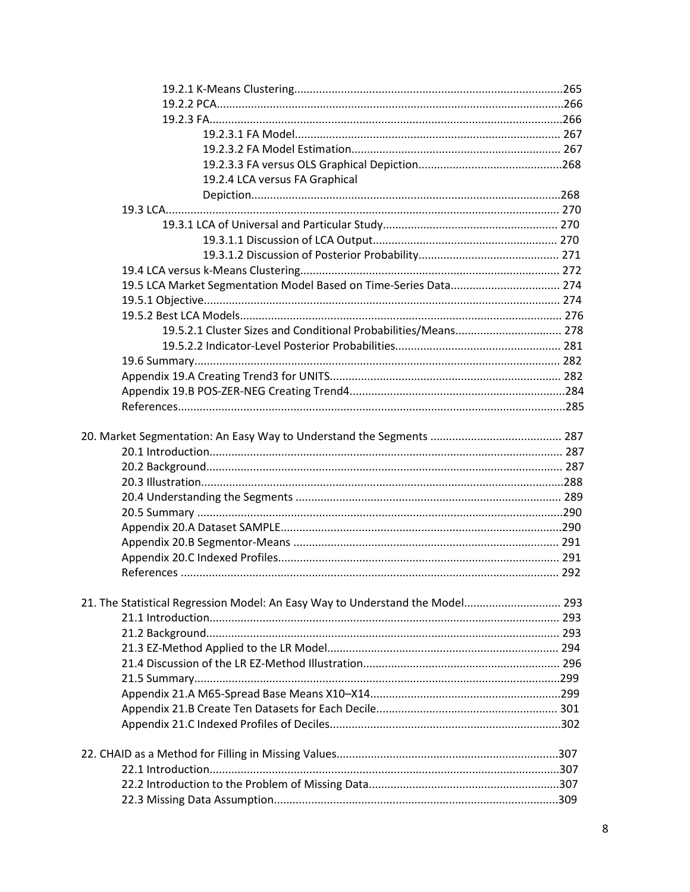19.2.1 K-Means Clustering......................................................................................265
19.2.2 PCA..............................................................................................................266
19.2.3 FA.................................................................................................................266
19.2.3.1 FA Model.................................................................................... 267
19.2.3.2 FA Model Estimation.................................................................. 267
19.2.3.3 FA versus OLS Graphical Depiction.............................................268
19.2.4 LCA versus FA Graphical Depiction..................................................................................................268
19.3 LCA............................................................................................................................ 270
19.3.1 LCA of Universal and Particular Study........................................................ 270
19.3.1.1 Discussion of LCA Output........................................................... 270
19.3.1.2 Discussion of Posterior Probability............................................. 271
19.4 LCA versus k-Means Clustering................................................................................. 272
19.5 LCA Market Segmentation Model Based on Time-Series Data................................... 274
19.5.1 Objective................................................................................................................ 274
19.5.2 Best LCA Models...................................................................................................... 276
19.5.2.1 Cluster Sizes and Conditional Probabilities/Means.................................. 278
19.5.2.2 Indicator-Level Posterior Probabilities..................................................... 281
19.6 Summary.................................................................................................................... 282
Appendix 19.A Creating Trend3 for UNITS.......................................................................... 282
Appendix 19.B POS-ZER-NEG Creating Trend4....................................................................284
References...........................................................................................................................285

20. Market Segmentation: An Easy Way to Understand the Segments .......................................... 287
20.1 Introduction................................................................................................................ 287
20.2 Background................................................................................................................. 287
20.3 Illustration...................................................................................................................288
20.4 Understanding the Segments ..................................................................................... 289
20.5 Summary ....................................................................................................................290
Appendix 20.A Dataset SAMPLE..........................................................................................290
Appendix 20.B Segmentor-Means ..................................................................................... 291
Appendix 20.C Indexed Profiles.......................................................................................... 291
References ......................................................................................................................... 292

21. The Statistical Regression Model: An Easy Way to Understand the Model............................... 293
21.1 Introduction................................................................................................................ 293
21.2 Background................................................................................................................. 293
21.3 EZ-Method Applied to the LR Model.......................................................................... 294
21.4 Discussion of the LR EZ-Method Illustration............................................................... 296
21.5 Summary.....................................................................................................................299
Appendix 21.A M65-Spread Base Means X10–X14.............................................................299
Appendix 21.B Create Ten Datasets for Each Decile.......................................................... 301
Appendix 21.C Indexed Profiles of Deciles..........................................................................302

22. CHAID as a Method for Filling in Missing Values.......................................................................307
22.1 Introduction................................................................................................................307
22.2 Introduction to the Problem of Missing Data.............................................................307
22.3 Missing Data Assumption...........................................................................................309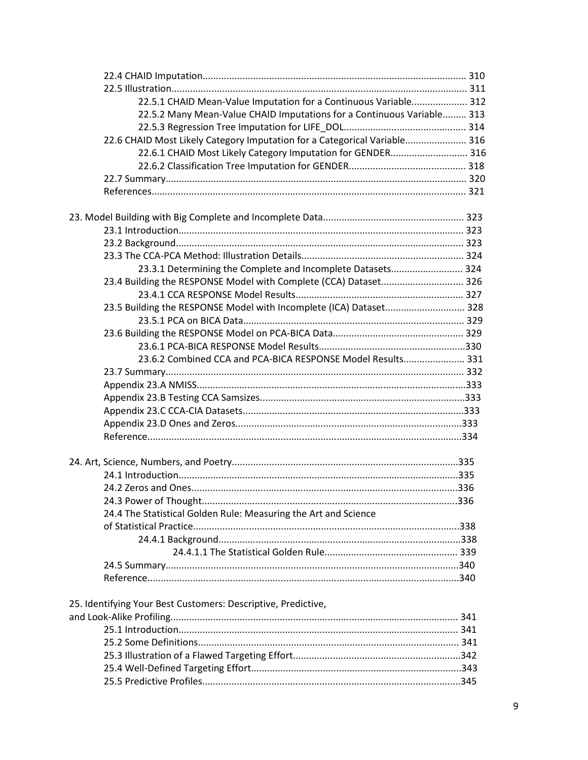22.4 CHAID Imputation.................................................................................................. 310

22.5 Illustration.............................................................................................................. 311

22.5.1 CHAID Mean-Value Imputation for a Continuous Variable..................... 312

22.5.2 Many Mean-Value CHAID Imputations for a Continuous Variable......... 313

22.5.3 Regression Tree Imputation for LIFE_DOL............................................. 314

22.6 CHAID Most Likely Category Imputation for a Categorical Variable....................... 316

22.6.1 CHAID Most Likely Category Imputation for GENDER............................ 316

22.6.2 Classification Tree Imputation for GENDER........................................... 318

22.7 Summary................................................................................................................ 320

References..................................................................................................................... 321

23. Model Building with Big Complete and Incomplete Data..................................................... 323

23.1 Introduction........................................................................................................... 323

23.2 Background............................................................................................................ 323

23.3 The CCA-PCA Method: Illustration Details............................................................. 324

23.3.1 Determining the Complete and Incomplete Datasets........................... 324

23.4 Building the RESPONSE Model with Complete (CCA) Dataset............................... 326

23.4.1 CCA RESPONSE Model Results............................................................... 327

23.5 Building the RESPONSE Model with Incomplete (ICA) Dataset.............................. 328

23.5.1 PCA on BICA Data.................................................................................. 329

23.6 Building the RESPONSE Model on PCA-BICA Data................................................. 329

23.6.1 PCA-BICA RESPONSE Model Results.......................................................330

23.6.2 Combined CCA and PCA-BICA RESPONSE Model Results....................... 331

23.7 Summary................................................................................................................ 332

Appendix 23.A NMISS....................................................................................................333

Appendix 23.B Testing CCA Samsizes.............................................................................333

Appendix 23.C CCA-CIA Datasets..................................................................................333

Appendix 23.D Ones and Zeros.....................................................................................333

Reference......................................................................................................................334

24. Art, Science, Numbers, and Poetry....................................................................................335

24.1 Introduction.........................................................................................................335

24.2 Zeros and Ones....................................................................................................336

24.3 Power of Thought................................................................................................336

24.4 The Statistical Golden Rule: Measuring the Art and Science of Statistical Practice...................................................................................................338

24.4.1 Background..........................................................................................338

24.4.1.1 The Statistical Golden Rule.................................................. 339

24.5 Summary..............................................................................................................340

Reference.....................................................................................................................340

25. Identifying Your Best Customers: Descriptive, Predictive, and Look-Alike Profiling............................................................................................................ 341

25.1 Introduction......................................................................................................... 341

25.2 Some Definitions.................................................................................................. 341

25.3 Illustration of a Flawed Targeting Effort...............................................................342

25.4 Well-Defined Targeting Effort..............................................................................343

25.5 Predictive Profiles................................................................................................345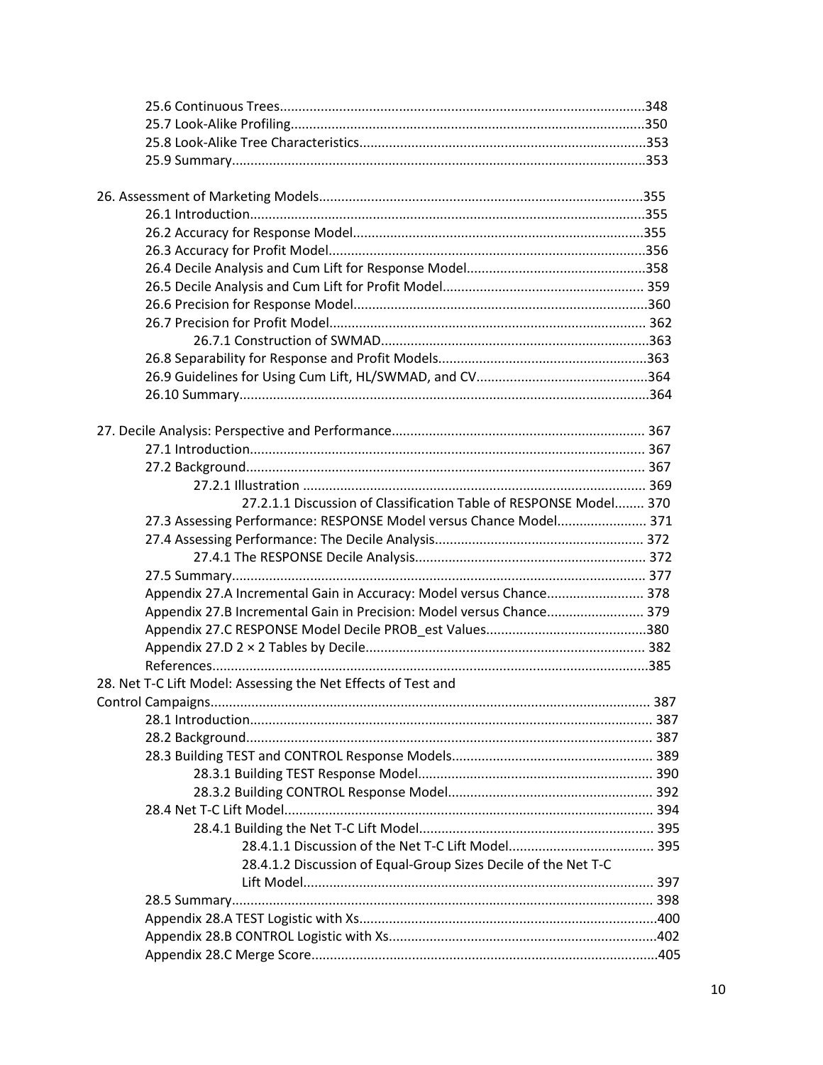25.6 Continuous Trees..........................................................................................348
25.7 Look-Alike Profiling........................................................................................350
25.8 Look-Alike Tree Characteristics.....................................................................353
25.9 Summary.......................................................................................................353

26. Assessment of Marketing Models...............................................................................355
26.1 Introduction..................................................................................................355
26.2 Accuracy for Response Model.......................................................................355
26.3 Accuracy for Profit Model..............................................................................356
26.4 Decile Analysis and Cum Lift for Response Model.........................................358
26.5 Decile Analysis and Cum Lift for Profit Model................................................359
26.6 Precision for Response Model........................................................................360
26.7 Precision for Profit Model..............................................................................362
26.7.1 Construction of SWMAD..........................................................................363
26.8 Separability for Response and Profit Models..................................................363
26.9 Guidelines for Using Cum Lift, HL/SWMAD, and CV.......................................364
26.10 Summary.....................................................................................................364

27. Decile Analysis: Perspective and Performance.............................................................367
27.1 Introduction..................................................................................................367
27.2 Background...................................................................................................367
27.2.1 Illustration ..............................................................................................369
27.2.1.1 Discussion of Classification Table of RESPONSE Model........370
27.3 Assessing Performance: RESPONSE Model versus Chance Model........................371
27.4 Assessing Performance: The Decile Analysis........................................................372
27.4.1 The RESPONSE Decile Analysis...............................................................372
27.5 Summary.......................................................................................................377
Appendix 27.A Incremental Gain in Accuracy: Model versus Chance..........................378
Appendix 27.B Incremental Gain in Precision: Model versus Chance..........................379
Appendix 27.C RESPONSE Model Decile PROB_est Values...........................................380
Appendix 27.D 2 × 2 Tables by Decile.......................................................................382
References.........................................................................................................385

28. Net T-C Lift Model: Assessing the Net Effects of Test and Control Campaigns..........387
28.1 Introduction..................................................................................................387
28.2 Background...................................................................................................387
28.3 Building TEST and CONTROL Response Models.................................................389
28.3.1 Building TEST Response Model...............................................................390
28.3.2 Building CONTROL Response Model.......................................................392
28.4 Net T-C Lift Model..........................................................................................394
28.4.1 Building the Net T-C Lift Model...............................................................395
28.4.1.1 Discussion of the Net T-C Lift Model.......................................395
28.4.1.2 Discussion of Equal-Group Sizes Decile of the Net T-C Lift Model.............................................................................................397
28.5 Summary.......................................................................................................398
Appendix 28.A TEST Logistic with Xs.........................................................................400
Appendix 28.B CONTROL Logistic with Xs..................................................................402
Appendix 28.C Merge Score.......................................................................................405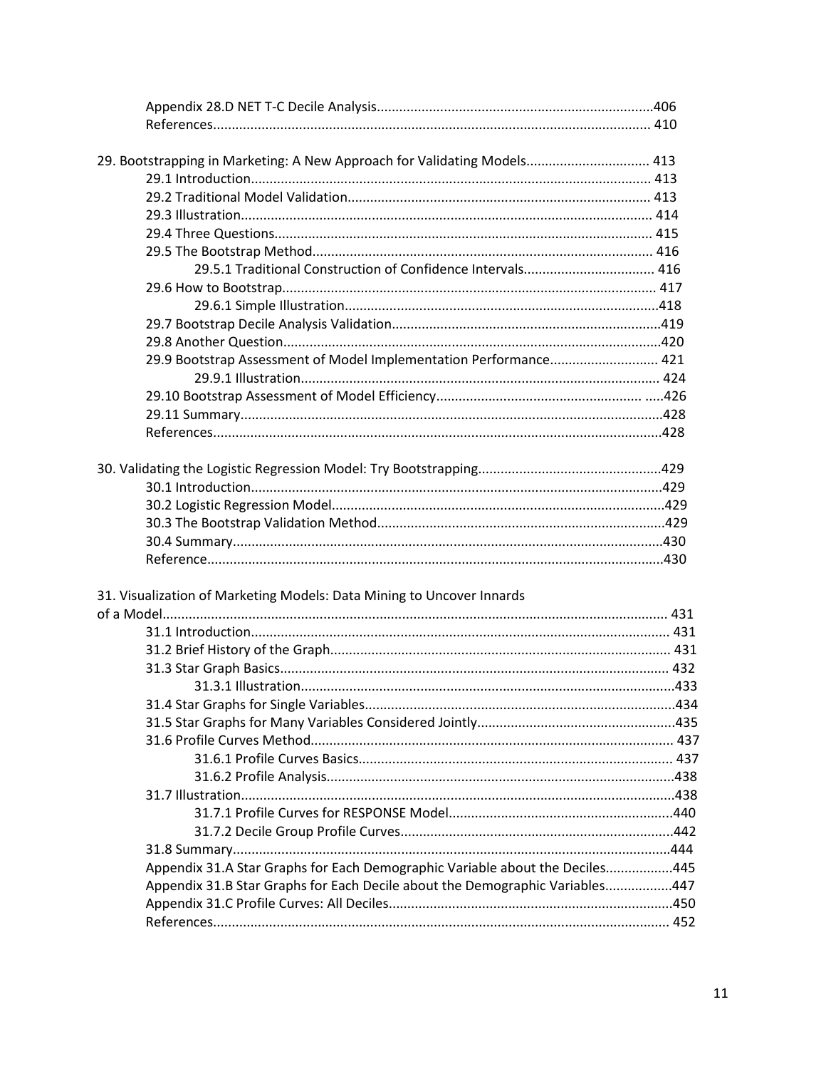Appendix 28.D NET T-C Decile Analysis....................................................................406
References.................................................................................................................. 410

29. Bootstrapping in Marketing: A New Approach for Validating Models................................ 413
29.1 Introduction........................................................................................................... 413
29.2 Traditional Model Validation................................................................................. 413
29.3 Illustration.............................................................................................................. 414
29.4 Three Questions..................................................................................................... 415
29.5 The Bootstrap Method........................................................................................... 416
29.5.1 Traditional Construction of Confidence Intervals................................... 416
29.6 How to Bootstrap.................................................................................................... 417
29.6.1 Simple Illustration....................................................................................418
29.7 Bootstrap Decile Analysis Validation........................................................................419
29.8 Another Question.....................................................................................................420
29.9 Bootstrap Assessment of Model Implementation Performance............................. 421
29.9.1 Illustration................................................................................................ 424
29.10 Bootstrap Assessment of Model Efficiency........................................................ .....426
29.11 Summary.................................................................................................................428
References........................................................................................................................428

30. Validating the Logistic Regression Model: Try Bootstrapping................................................429
30.1 Introduction.............................................................................................................429
30.2 Logistic Regression Model........................................................................................429
30.3 The Bootstrap Validation Method............................................................................429
30.4 Summary..................................................................................................................430
Reference.........................................................................................................................430

31. Visualization of Marketing Models: Data Mining to Uncover Innards of a Model...................................................................................................................... 431
31.1 Introduction.............................................................................................................. 431
31.2 Brief History of the Graph......................................................................................... 431
31.3 Star Graph Basics....................................................................................................... 432
31.3.1 Illustration...................................................................................................433
31.4 Star Graphs for Single Variables..................................................................................434
31.5 Star Graphs for Many Variables Considered Jointly.....................................................435
31.6 Profile Curves Method................................................................................................ 437
31.6.1 Profile Curves Basics.................................................................................... 437
31.6.2 Profile Analysis.............................................................................................438
31.7 Illustration...................................................................................................................438
31.7.1 Profile Curves for RESPONSE Model............................................................440
31.7.2 Decile Group Profile Curves.........................................................................442
31.8 Summary.....................................................................................................................444
Appendix 31.A Star Graphs for Each Demographic Variable about the Deciles..................445
Appendix 31.B Star Graphs for Each Decile about the Demographic Variables..................447
Appendix 31.C Profile Curves: All Deciles............................................................................450
References.......................................................................................................................... 452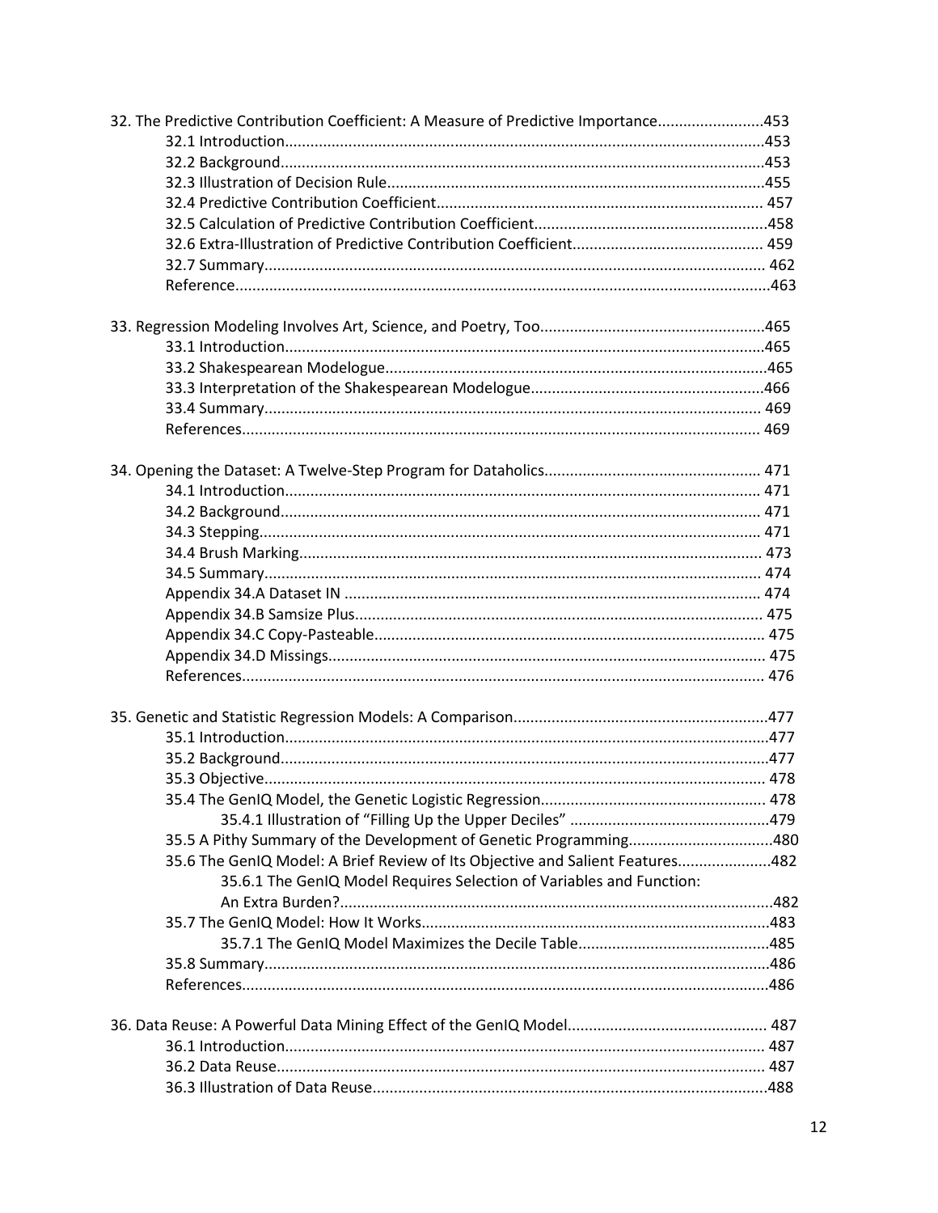32. The Predictive Contribution Coefficient: A Measure of Predictive Importance........................453
- 32.1 Introduction................................................................................................453
- 32.2 Background.................................................................................................453
- 32.3 Illustration of Decision Rule........................................................................455
- 32.4 Predictive Contribution Coefficient............................................................ 457
- 32.5 Calculation of Predictive Contribution Coefficient......................................................458
- 32.6 Extra-Illustration of Predictive Contribution Coefficient............................................ 459
- 32.7 Summary..................................................................................................... 462
- Reference............................................................................................................463

33. Regression Modeling Involves Art, Science, and Poetry, Too....................................................465
- 33.1 Introduction................................................................................................465
- 33.2 Shakespearean Modelogue.........................................................................465
- 33.3 Interpretation of the Shakespearean Modelogue.......................................................466
- 33.4 Summary.................................................................................................... 469
- References......................................................................................................... 469

34. Opening the Dataset: A Twelve-Step Program for Dataholics.................................................. 471
- 34.1 Introduction............................................................................................... 471
- 34.2 Background................................................................................................ 471
- 34.3 Stepping..................................................................................................... 471
- 34.4 Brush Marking............................................................................................ 473
- 34.5 Summary.................................................................................................... 474
- Appendix 34.A Dataset IN ................................................................................. 474
- Appendix 34.B Samsize Plus............................................................................... 475
- Appendix 34.C Copy-Pasteable........................................................................... 475
- Appendix 34.D Missings...................................................................................... 475
- References.......................................................................................................... 476

35. Genetic and Statistic Regression Models: A Comparison...........................................................477
- 35.1 Introduction................................................................................................477
- 35.2 Background.................................................................................................477
- 35.3 Objective..................................................................................................... 478
- 35.4 The GenIQ Model, the Genetic Logistic Regression..................................................... 478
  - 35.4.1 Illustration of "Filling Up the Upper Deciles" ..............................................479
- 35.5 A Pithy Summary of the Development of Genetic Programming.................................480
- 35.6 The GenIQ Model: A Brief Review of Its Objective and Salient Features......................482
  - 35.6.1 The GenIQ Model Requires Selection of Variables and Function: An Extra Burden?.....................................................................................................482
- 35.7 The GenIQ Model: How It Works..................................................................................483
  - 35.7.1 The GenIQ Model Maximizes the Decile Table.............................................485
- 35.8 Summary......................................................................................................486
- References...........................................................................................................486

36. Data Reuse: A Powerful Data Mining Effect of the GenIQ Model............................................... 487
- 36.1 Introduction................................................................................................ 487
- 36.2 Data Reuse.................................................................................................. 487
- 36.3 Illustration of Data Reuse............................................................................488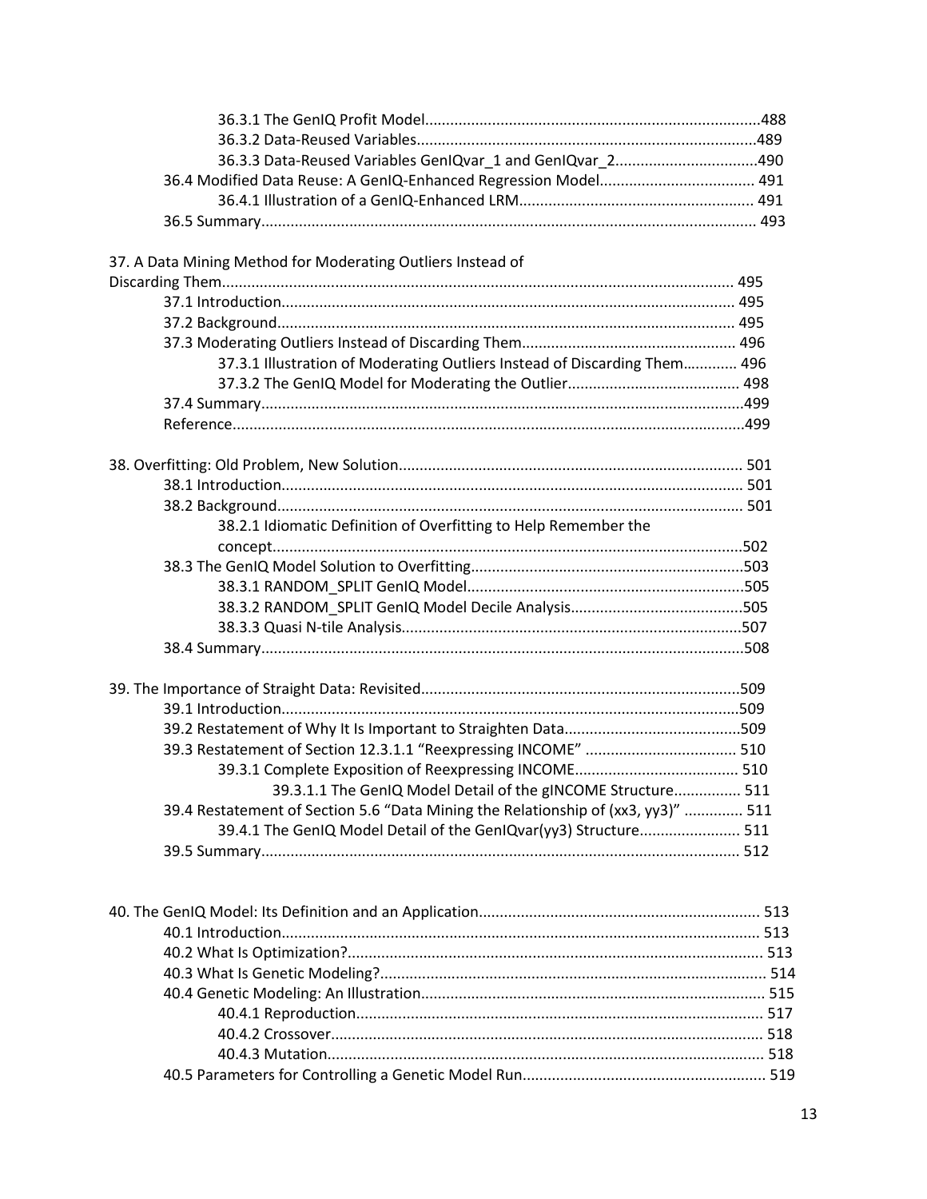36.3.1 The GenIQ Profit Model ............................................................................488
36.3.2 Data-Reused Variables ................................................................................489
36.3.3 Data-Reused Variables GenIQvar_1 and GenIQvar_2 ..................................490
36.4 Modified Data Reuse: A GenIQ-Enhanced Regression Model ..................................... 491
36.4.1 Illustration of a GenIQ-Enhanced LRM ........................................................ 491
36.5 Summary ..................................................................................................................... 493

37. A Data Mining Method for Moderating Outliers Instead of Discarding Them ........................................................................................................... 495
37.1 Introduction ........................................................................................................... 495
37.2 Background ............................................................................................................ 495
37.3 Moderating Outliers Instead of Discarding Them ................................................... 496
37.3.1 Illustration of Moderating Outliers Instead of Discarding Them............. 496
37.3.2 The GenIQ Model for Moderating the Outlier......................................... 498
37.4 Summary ...................................................................................................................499
Reference .......................................................................................................................499

38. Overfitting: Old Problem, New Solution ................................................................................. 501
38.1 Introduction ............................................................................................................. 501
38.2 Background .............................................................................................................. 501
38.2.1 Idiomatic Definition of Overfitting to Help Remember the concept ...............................................................................................................502
38.3 The GenIQ Model Solution to Overfitting ................................................................503
38.3.1 RANDOM_SPLIT GenIQ Model ..................................................................505
38.3.2 RANDOM_SPLIT GenIQ Model Decile Analysis .........................................505
38.3.3 Quasi N-tile Analysis ................................................................................507
38.4 Summary ...................................................................................................................508

39. The Importance of Straight Data: Revisited ............................................................................509
39.1 Introduction ............................................................................................................509
39.2 Restatement of Why It Is Important to Straighten Data ..........................................509
39.3 Restatement of Section 12.3.1.1 "Reexpressing INCOME" .................................... 510
39.3.1 Complete Exposition of Reexpressing INCOME....................................... 510
39.3.1.1 The GenIQ Model Detail of the gINCOME Structure................ 511
39.4 Restatement of Section 5.6 "Data Mining the Relationship of (xx3, yy3)" ............. 511
39.4.1 The GenIQ Model Detail of the GenIQvar(yy3) Structure........................ 511
39.5 Summary ................................................................................................................. 512

40. The GenIQ Model: Its Definition and an Application .................................................................. 513
40.1 Introduction ................................................................................................................. 513
40.2 What Is Optimization? .................................................................................................. 513
40.3 What Is Genetic Modeling? ........................................................................................... 514
40.4 Genetic Modeling: An Illustration ................................................................................. 515
40.4.1 Reproduction ................................................................................................ 517
40.4.2 Crossover ...................................................................................................... 518
40.4.3 Mutation ....................................................................................................... 518
40.5 Parameters for Controlling a Genetic Model Run .......................................................... 519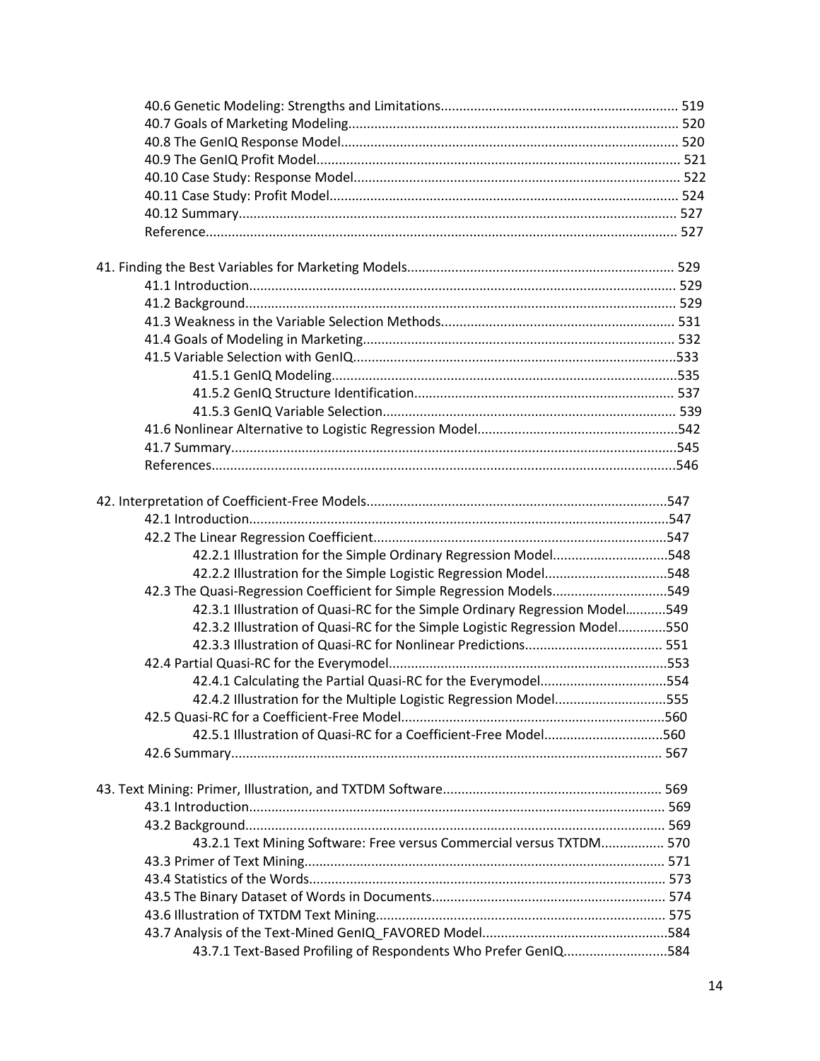40.6 Genetic Modeling: Strengths and Limitations................................................................ 519
40.7 Goals of Marketing Modeling........................................................................................ 520
40.8 The GenIQ Response Model.......................................................................................... 520
40.9 The GenIQ Profit Model................................................................................................. 521
40.10 Case Study: Response Model....................................................................................... 522
40.11 Case Study: Profit Model............................................................................................. 524
40.12 Summary..................................................................................................................... 527
Reference.............................................................................................................................. 527

41. Finding the Best Variables for Marketing Models........................................................................ 529
41.1 Introduction.................................................................................................................. 529
41.2 Background.................................................................................................................... 529
41.3 Weakness in the Variable Selection Methods................................................................ 531
41.4 Goals of Modeling in Marketing..................................................................................... 532
41.5 Variable Selection with GenIQ.......................................................................................533
41.5.1 GenIQ Modeling.............................................................................................535
41.5.2 GenIQ Structure Identification...................................................................... 537
41.5.3 GenIQ Variable Selection............................................................................... 539
41.6 Nonlinear Alternative to Logistic Regression Model......................................................542
41.7 Summary........................................................................................................................545
References.............................................................................................................................546

42. Interpretation of Coefficient-Free Models.................................................................................547
42.1 Introduction...................................................................................................................547
42.2 The Linear Regression Coefficient..................................................................................547
42.2.1 Illustration for the Simple Ordinary Regression Model...............................548
42.2.2 Illustration for the Simple Logistic Regression Model.................................548
42.3 The Quasi-Regression Coefficient for Simple Regression Models...............................549
42.3.1 Illustration of Quasi-RC for the Simple Ordinary Regression Model...........549
42.3.2 Illustration of Quasi-RC for the Simple Logistic Regression Model.............550
42.3.3 Illustration of Quasi-RC for Nonlinear Predictions..................................... 551
42.4 Partial Quasi-RC for the Everymodel...........................................................................553
42.4.1 Calculating the Partial Quasi-RC for the Everymodel..................................554
42.4.2 Illustration for the Multiple Logistic Regression Model..............................555
42.5 Quasi-RC for a Coefficient-Free Model.......................................................................560
42.5.1 Illustration of Quasi-RC for a Coefficient-Free Model................................560
42.6 Summary.................................................................................................................... 567

43. Text Mining: Primer, Illustration, and TXTDM Software........................................................... 569
43.1 Introduction................................................................................................................. 569
43.2 Background.................................................................................................................. 569
43.2.1 Text Mining Software: Free versus Commercial versus TXTDM................. 570
43.3 Primer of Text Mining.................................................................................................. 571
43.4 Statistics of the Words................................................................................................. 573
43.5 The Binary Dataset of Words in Documents............................................................... 574
43.6 Illustration of TXTDM Text Mining.............................................................................. 575
43.7 Analysis of the Text-Mined GenIQ_FAVORED Model..................................................584
43.7.1 Text-Based Profiling of Respondents Who Prefer GenIQ............................584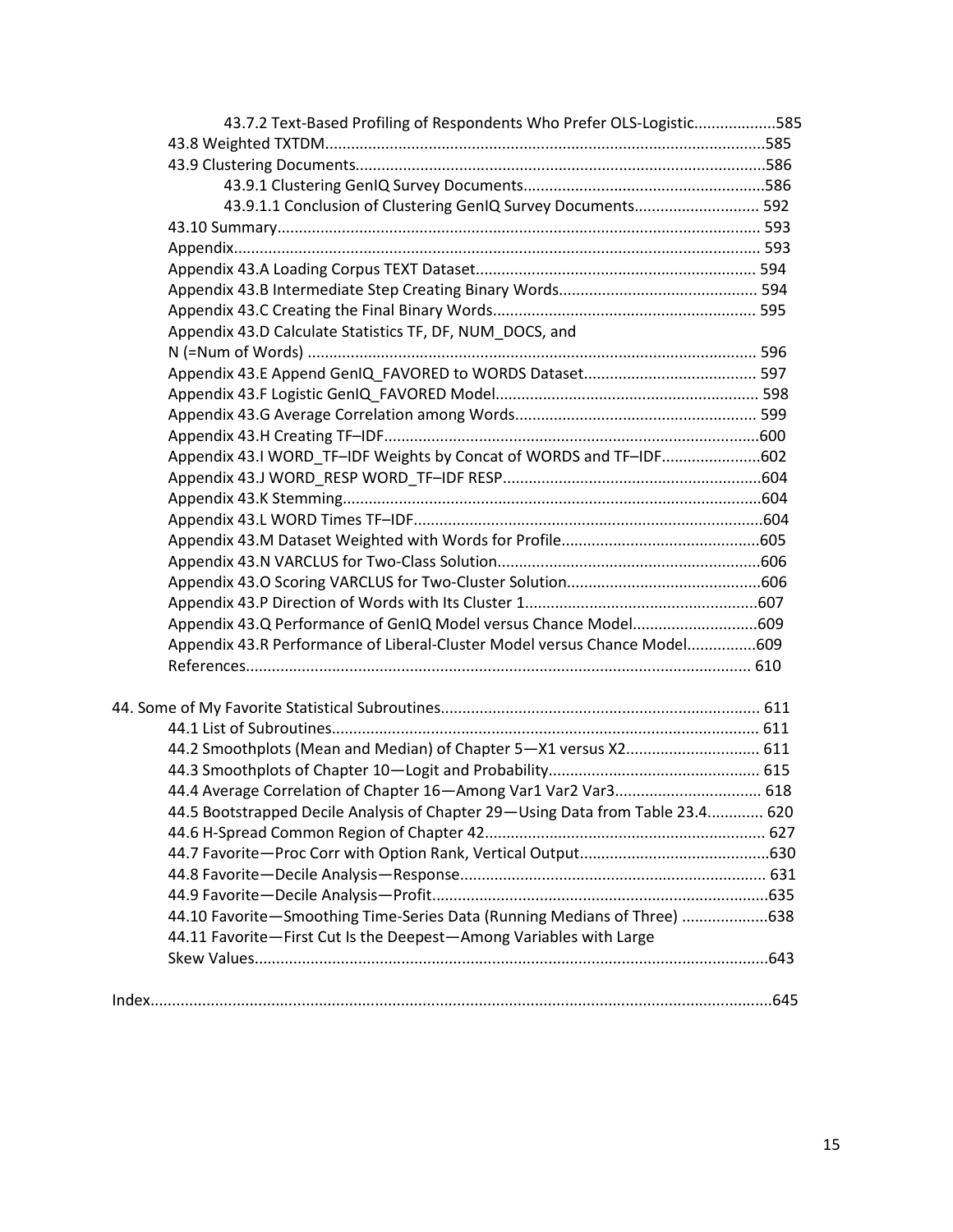43.7.2 Text-Based Profiling of Respondents Who Prefer OLS-Logistic...................585
43.8 Weighted TXTDM.....................................................................................................585
43.9 Clustering Documents..............................................................................................586
43.9.1 Clustering GenIQ Survey Documents........................................................586
43.9.1.1 Conclusion of Clustering GenIQ Survey Documents............................ 592
43.10 Summary............................................................................................................... 593
Appendix........................................................................................................................ 593
Appendix 43.A Loading Corpus TEXT Dataset................................................................ 594
Appendix 43.B Intermediate Step Creating Binary Words............................................. 594
Appendix 43.C Creating the Final Binary Words............................................................ 595
Appendix 43.D Calculate Statistics TF, DF, NUM_DOCS, and N (=Num of Words) ....................................................................................................... 596
Appendix 43.E Append GenIQ_FAVORED to WORDS Dataset........................................ 597
Appendix 43.F Logistic GenIQ_FAVORED Model............................................................ 598
Appendix 43.G Average Correlation among Words........................................................ 599
Appendix 43.H Creating TF–IDF......................................................................................600
Appendix 43.I WORD_TF–IDF Weights by Concat of WORDS and TF–IDF.......................602
Appendix 43.J WORD_RESP WORD_TF–IDF RESP............................................................604
Appendix 43.K Stemming................................................................................................604
Appendix 43.L WORD Times TF–IDF................................................................................604
Appendix 43.M Dataset Weighted with Words for Profile..............................................605
Appendix 43.N VARCLUS for Two-Class Solution.............................................................606
Appendix 43.O Scoring VARCLUS for Two-Cluster Solution.............................................606
Appendix 43.P Direction of Words with Its Cluster 1......................................................607
Appendix 43.Q Performance of GenIQ Model versus Chance Model.............................609
Appendix 43.R Performance of Liberal-Cluster Model versus Chance Model................609
References.................................................................................................................... 610

44. Some of My Favorite Statistical Subroutines......................................................................... 611
44.1 List of Subroutines.................................................................................................. 611
44.2 Smoothplots (Mean and Median) of Chapter 5—X1 versus X2............................... 611
44.3 Smoothplots of Chapter 10—Logit and Probability................................................. 615
44.4 Average Correlation of Chapter 16—Among Var1 Var2 Var3.................................. 618
44.5 Bootstrapped Decile Analysis of Chapter 29—Using Data from Table 23.4............. 620
44.6 H-Spread Common Region of Chapter 42................................................................. 627
44.7 Favorite—Proc Corr with Option Rank, Vertical Output............................................630
44.8 Favorite—Decile Analysis—Response...................................................................... 631
44.9 Favorite—Decile Analysis—Profit.............................................................................635
44.10 Favorite—Smoothing Time-Series Data (Running Medians of Three) ....................638
44.11 Favorite—First Cut Is the Deepest—Among Variables with Large Skew Values......................................................................................................................643

Index..............................................................................................................................................645